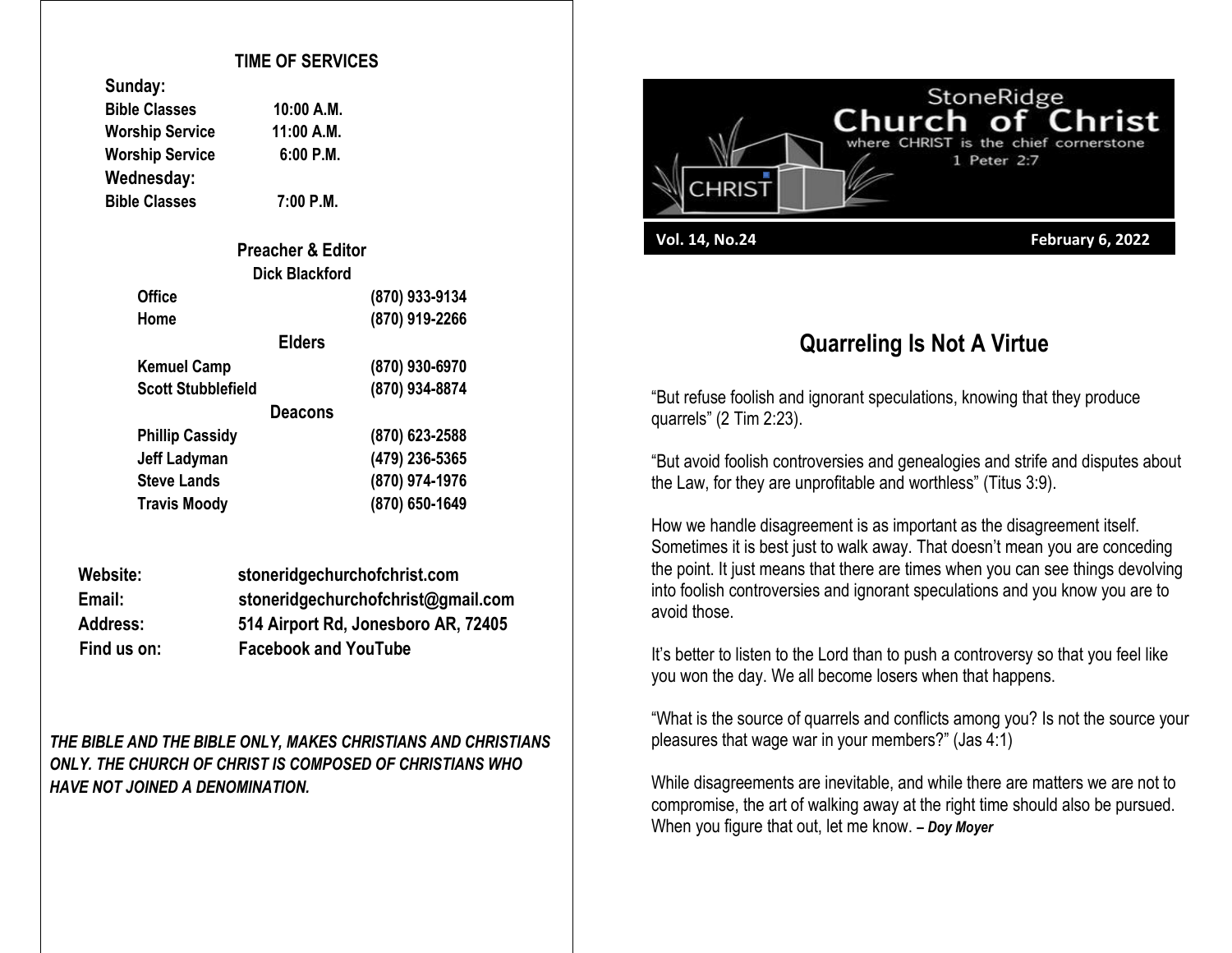**TIME OF SERVICES**

**Sunday:**

| | |
|---|---|
| **Bible Classes** | **10:00 A.M.** |
| **Worship Service** | **11:00 A.M.** |
| **Worship Service** | **6:00 P.M.** |

**Wednesday:**

| | |
|---|---|
| **Bible Classes** | **7:00 P.M.** |

**Preacher & Editor**

**Dick Blackford**

| | |
|---|---|
| **Office** | **(870) 933-9134** |
| **Home** | **(870) 919-2266** |

**Elders**

| | |
|---|---|
| **Kemuel Camp** | **(870) 930-6970** |
| **Scott Stubblefield** | **(870) 934-8874** |

**Deacons**

| | |
|---|---|
| **Phillip Cassidy** | **(870) 623-2588** |
| **Jeff Ladyman** | **(479) 236-5365** |
| **Steve Lands** | **(870) 974-1976** |
| **Travis Moody** | **(870) 650-1649** |

**Website:** **stoneridgechurchofchrist.com**
**Email:** **stoneridgechurchofchrist@gmail.com**
**Address:** **514 Airport Rd, Jonesboro AR, 72405**
**Find us on:** **Facebook and YouTube**

***THE BIBLE AND THE BIBLE ONLY, MAKES CHRISTIANS AND CHRISTIANS ONLY. THE CHURCH OF CHRIST IS COMPOSED OF CHRISTIANS WHO HAVE NOT JOINED A DENOMINATION.***

StoneRidge
**Church of Christ**
where CHRIST is the chief cornerstone
1 Peter 2:7

**Vol. 14, No.24** **February 6, 2022**

## Quarreling Is Not A Virtue

"But refuse foolish and ignorant speculations, knowing that they produce quarrels" (2 Tim 2:23).

"But avoid foolish controversies and genealogies and strife and disputes about the Law, for they are unprofitable and worthless" (Titus 3:9).

How we handle disagreement is as important as the disagreement itself. Sometimes it is best just to walk away. That doesn't mean you are conceding the point. It just means that there are times when you can see things devolving into foolish controversies and ignorant speculations and you know you are to avoid those.

It's better to listen to the Lord than to push a controversy so that you feel like you won the day. We all become losers when that happens.

"What is the source of quarrels and conflicts among you? Is not the source your pleasures that wage war in your members?" (Jas 4:1)

While disagreements are inevitable, and while there are matters we are not to compromise, the art of walking away at the right time should also be pursued. When you figure that out, let me know. ***– Doy Moyer***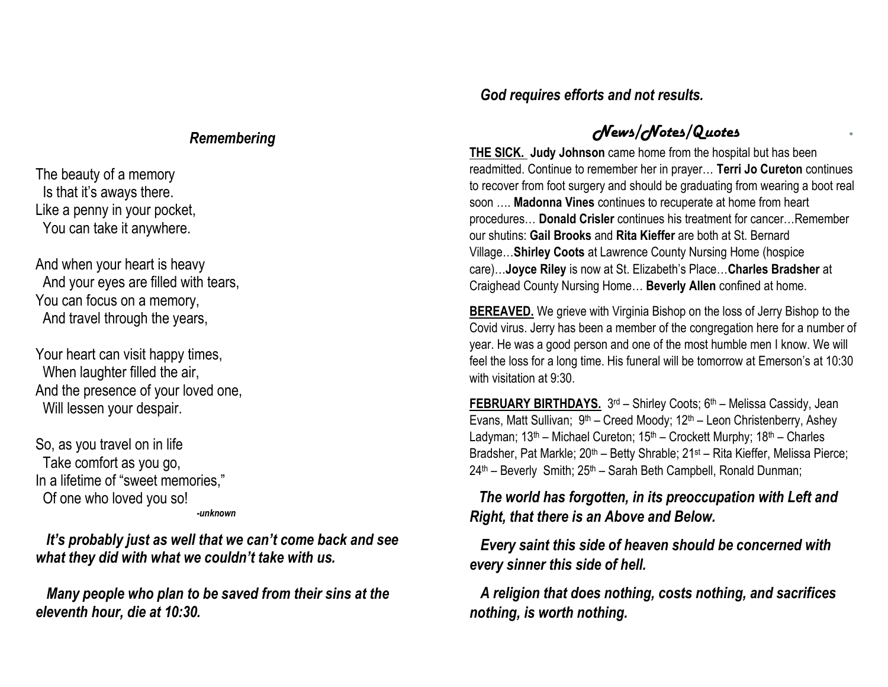### *Remembering*

The beauty of a memory
  Is that it's aways there.
Like a penny in your pocket,
  You can take it anywhere.

And when your heart is heavy
  And your eyes are filled with tears,
You can focus on a memory,
  And travel through the years,

Your heart can visit happy times,
  When laughter filled the air,
And the presence of your loved one,
  Will lessen your despair.

So, as you travel on in life
  Take comfort as you go,
In a lifetime of "sweet memories,"
  Of one who loved you so!

***-unknown***

***It's probably just as well that we can't come back and see what they did with what we couldn't take with us.***

***Many people who plan to be saved from their sins at the eleventh hour, die at 10:30.***

***God requires efforts and not results.***

## *News/Notes/Quotes*

**THE SICK.** **Judy Johnson** came home from the hospital but has been readmitted. Continue to remember her in prayer… **Terri Jo Cureton** continues to recover from foot surgery and should be graduating from wearing a boot real soon …. **Madonna Vines** continues to recuperate at home from heart procedures… **Donald Crisler** continues his treatment for cancer…Remember our shutins: **Gail Brooks** and **Rita Kieffer** are both at St. Bernard Village…**Shirley Coots** at Lawrence County Nursing Home (hospice care)…**Joyce Riley** is now at St. Elizabeth's Place…**Charles Bradsher** at Craighead County Nursing Home… **Beverly Allen** confined at home.

**BEREAVED.** We grieve with Virginia Bishop on the loss of Jerry Bishop to the Covid virus. Jerry has been a member of the congregation here for a number of year. He was a good person and one of the most humble men I know. We will feel the loss for a long time. His funeral will be tomorrow at Emerson's at 10:30 with visitation at 9:30.

**FEBRUARY BIRTHDAYS.** 3rd – Shirley Coots; 6th – Melissa Cassidy, Jean Evans, Matt Sullivan; 9th – Creed Moody; 12th – Leon Christenberry, Ashey Ladyman; 13th – Michael Cureton; 15th – Crockett Murphy; 18th – Charles Bradsher, Pat Markle; 20th – Betty Shrable; 21st – Rita Kieffer, Melissa Pierce; 24th – Beverly Smith; 25th – Sarah Beth Campbell, Ronald Dunman;

***The world has forgotten, in its preoccupation with Left and Right, that there is an Above and Below.***

***Every saint this side of heaven should be concerned with every sinner this side of hell.***

***A religion that does nothing, costs nothing, and sacrifices nothing, is worth nothing.***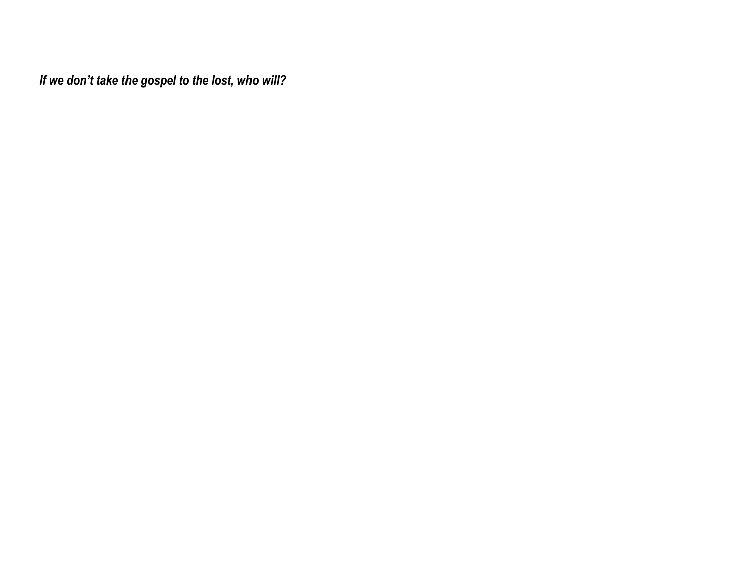***If we don’t take the gospel to the lost, who will?***